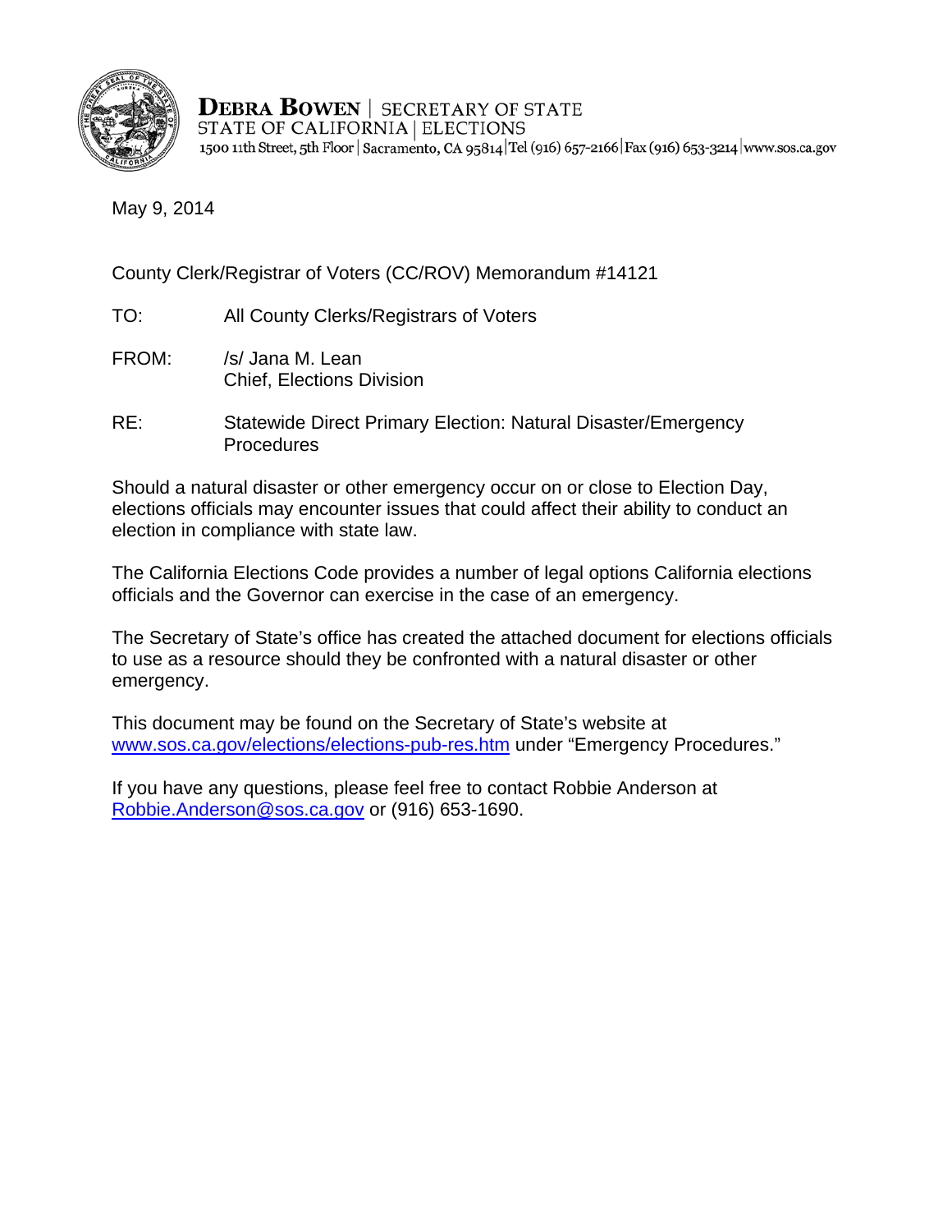**DEBRA BOWEN** | SECRETARY OF STATE
STATE OF CALIFORNIA | ELECTIONS
1500 11th Street, 5th Floor | Sacramento, CA 95814 | Tel (916) 657-2166 | Fax (916) 653-3214 | www.sos.ca.gov

May 9, 2014

County Clerk/Registrar of Voters (CC/ROV) Memorandum #14121

TO: All County Clerks/Registrars of Voters

FROM: /s/ Jana M. Lean
Chief, Elections Division

RE: Statewide Direct Primary Election: Natural Disaster/Emergency Procedures

Should a natural disaster or other emergency occur on or close to Election Day, elections officials may encounter issues that could affect their ability to conduct an election in compliance with state law.

The California Elections Code provides a number of legal options California elections officials and the Governor can exercise in the case of an emergency.

The Secretary of State's office has created the attached document for elections officials to use as a resource should they be confronted with a natural disaster or other emergency.

This document may be found on the Secretary of State's website at www.sos.ca.gov/elections/elections-pub-res.htm under "Emergency Procedures."

If you have any questions, please feel free to contact Robbie Anderson at Robbie.Anderson@sos.ca.gov or (916) 653-1690.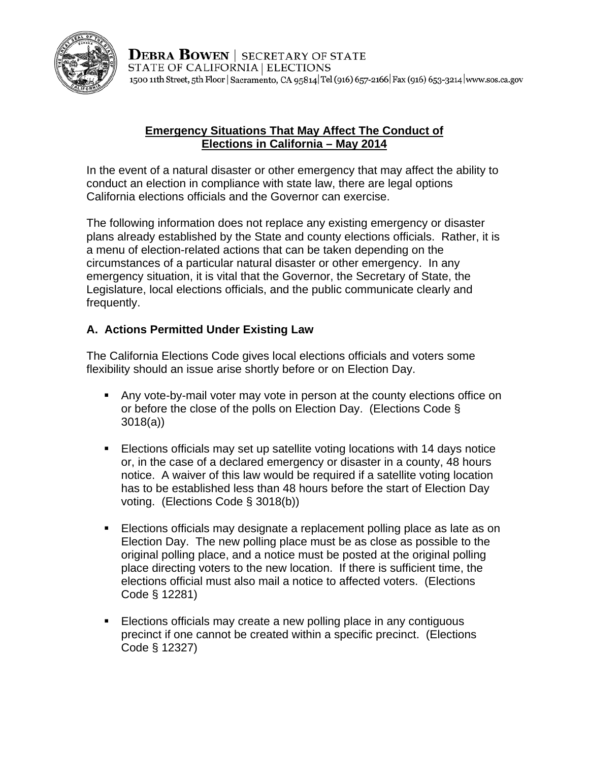**Debra Bowen** | SECRETARY OF STATE
STATE OF CALIFORNIA | ELECTIONS
1500 11th Street, 5th Floor | Sacramento, CA 95814 | Tel (916) 657-2166 | Fax (916) 653-3214 | www.sos.ca.gov

# Emergency Situations That May Affect The Conduct of Elections in California – May 2014

In the event of a natural disaster or other emergency that may affect the ability to conduct an election in compliance with state law, there are legal options California elections officials and the Governor can exercise.

The following information does not replace any existing emergency or disaster plans already established by the State and county elections officials. Rather, it is a menu of election-related actions that can be taken depending on the circumstances of a particular natural disaster or other emergency. In any emergency situation, it is vital that the Governor, the Secretary of State, the Legislature, local elections officials, and the public communicate clearly and frequently.

## A. Actions Permitted Under Existing Law

The California Elections Code gives local elections officials and voters some flexibility should an issue arise shortly before or on Election Day.

- Any vote-by-mail voter may vote in person at the county elections office on or before the close of the polls on Election Day. (Elections Code § 3018(a))

- Elections officials may set up satellite voting locations with 14 days notice or, in the case of a declared emergency or disaster in a county, 48 hours notice. A waiver of this law would be required if a satellite voting location has to be established less than 48 hours before the start of Election Day voting. (Elections Code § 3018(b))

- Elections officials may designate a replacement polling place as late as on Election Day. The new polling place must be as close as possible to the original polling place, and a notice must be posted at the original polling place directing voters to the new location. If there is sufficient time, the elections official must also mail a notice to affected voters. (Elections Code § 12281)

- Elections officials may create a new polling place in any contiguous precinct if one cannot be created within a specific precinct. (Elections Code § 12327)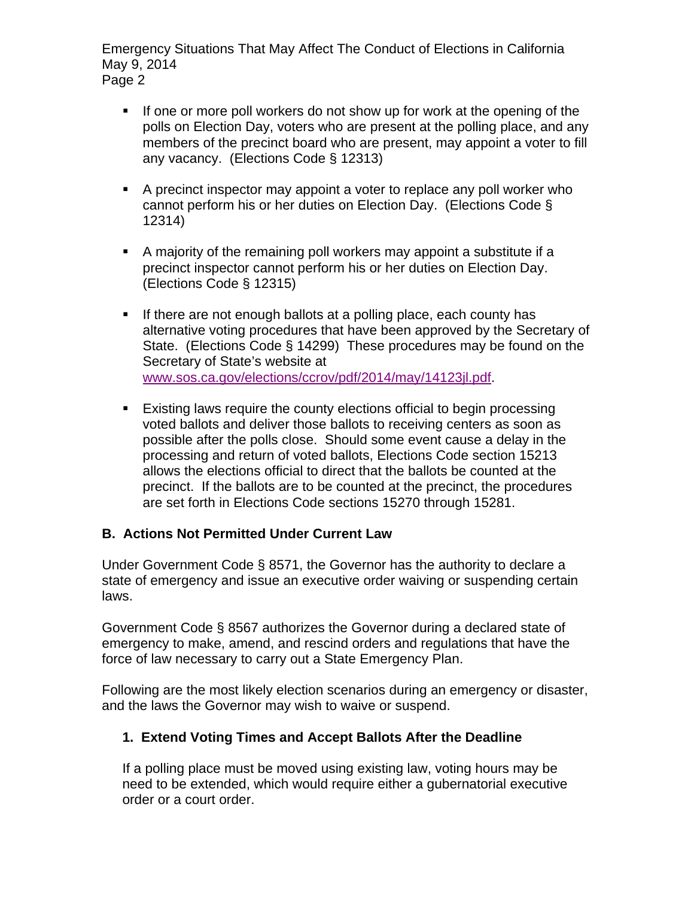- If one or more poll workers do not show up for work at the opening of the polls on Election Day, voters who are present at the polling place, and any members of the precinct board who are present, may appoint a voter to fill any vacancy. (Elections Code § 12313)

- A precinct inspector may appoint a voter to replace any poll worker who cannot perform his or her duties on Election Day. (Elections Code § 12314)

- A majority of the remaining poll workers may appoint a substitute if a precinct inspector cannot perform his or her duties on Election Day. (Elections Code § 12315)

- If there are not enough ballots at a polling place, each county has alternative voting procedures that have been approved by the Secretary of State. (Elections Code § 14299) These procedures may be found on the Secretary of State's website at www.sos.ca.gov/elections/ccrov/pdf/2014/may/14123jl.pdf.

- Existing laws require the county elections official to begin processing voted ballots and deliver those ballots to receiving centers as soon as possible after the polls close. Should some event cause a delay in the processing and return of voted ballots, Elections Code section 15213 allows the elections official to direct that the ballots be counted at the precinct. If the ballots are to be counted at the precinct, the procedures are set forth in Elections Code sections 15270 through 15281.

## B. Actions Not Permitted Under Current Law

Under Government Code § 8571, the Governor has the authority to declare a state of emergency and issue an executive order waiving or suspending certain laws.

Government Code § 8567 authorizes the Governor during a declared state of emergency to make, amend, and rescind orders and regulations that have the force of law necessary to carry out a State Emergency Plan.

Following are the most likely election scenarios during an emergency or disaster, and the laws the Governor may wish to waive or suspend.

### 1. Extend Voting Times and Accept Ballots After the Deadline

If a polling place must be moved using existing law, voting hours may be need to be extended, which would require either a gubernatorial executive order or a court order.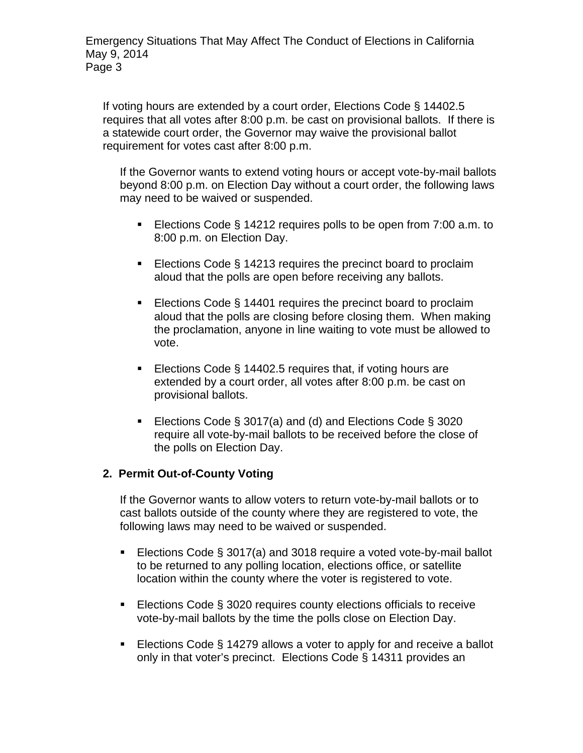If voting hours are extended by a court order, Elections Code § 14402.5 requires that all votes after 8:00 p.m. be cast on provisional ballots. If there is a statewide court order, the Governor may waive the provisional ballot requirement for votes cast after 8:00 p.m.

If the Governor wants to extend voting hours or accept vote-by-mail ballots beyond 8:00 p.m. on Election Day without a court order, the following laws may need to be waived or suspended.

- Elections Code § 14212 requires polls to be open from 7:00 a.m. to 8:00 p.m. on Election Day.
- Elections Code § 14213 requires the precinct board to proclaim aloud that the polls are open before receiving any ballots.
- Elections Code § 14401 requires the precinct board to proclaim aloud that the polls are closing before closing them. When making the proclamation, anyone in line waiting to vote must be allowed to vote.
- Elections Code § 14402.5 requires that, if voting hours are extended by a court order, all votes after 8:00 p.m. be cast on provisional ballots.
- Elections Code § 3017(a) and (d) and Elections Code § 3020 require all vote-by-mail ballots to be received before the close of the polls on Election Day.

**2. Permit Out-of-County Voting**

If the Governor wants to allow voters to return vote-by-mail ballots or to cast ballots outside of the county where they are registered to vote, the following laws may need to be waived or suspended.

- Elections Code § 3017(a) and 3018 require a voted vote-by-mail ballot to be returned to any polling location, elections office, or satellite location within the county where the voter is registered to vote.
- Elections Code § 3020 requires county elections officials to receive vote-by-mail ballots by the time the polls close on Election Day.
- Elections Code § 14279 allows a voter to apply for and receive a ballot only in that voter's precinct. Elections Code § 14311 provides an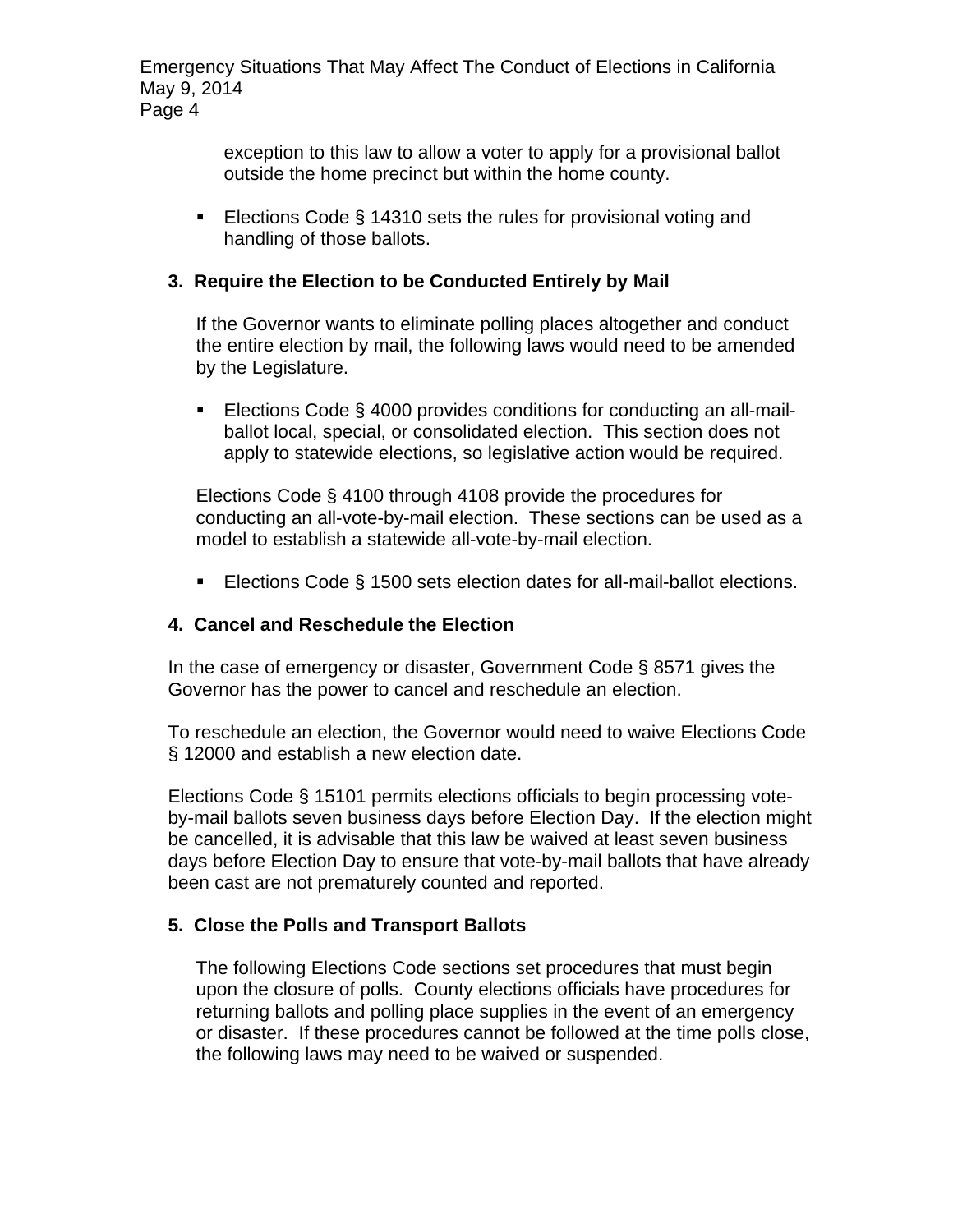exception to this law to allow a voter to apply for a provisional ballot outside the home precinct but within the home county.

- Elections Code § 14310 sets the rules for provisional voting and handling of those ballots.

### 3. Require the Election to be Conducted Entirely by Mail

If the Governor wants to eliminate polling places altogether and conduct the entire election by mail, the following laws would need to be amended by the Legislature.

- Elections Code § 4000 provides conditions for conducting an all-mail-ballot local, special, or consolidated election. This section does not apply to statewide elections, so legislative action would be required.

Elections Code § 4100 through 4108 provide the procedures for conducting an all-vote-by-mail election. These sections can be used as a model to establish a statewide all-vote-by-mail election.

- Elections Code § 1500 sets election dates for all-mail-ballot elections.

### 4. Cancel and Reschedule the Election

In the case of emergency or disaster, Government Code § 8571 gives the Governor has the power to cancel and reschedule an election.

To reschedule an election, the Governor would need to waive Elections Code § 12000 and establish a new election date.

Elections Code § 15101 permits elections officials to begin processing vote-by-mail ballots seven business days before Election Day. If the election might be cancelled, it is advisable that this law be waived at least seven business days before Election Day to ensure that vote-by-mail ballots that have already been cast are not prematurely counted and reported.

### 5. Close the Polls and Transport Ballots

The following Elections Code sections set procedures that must begin upon the closure of polls. County elections officials have procedures for returning ballots and polling place supplies in the event of an emergency or disaster. If these procedures cannot be followed at the time polls close, the following laws may need to be waived or suspended.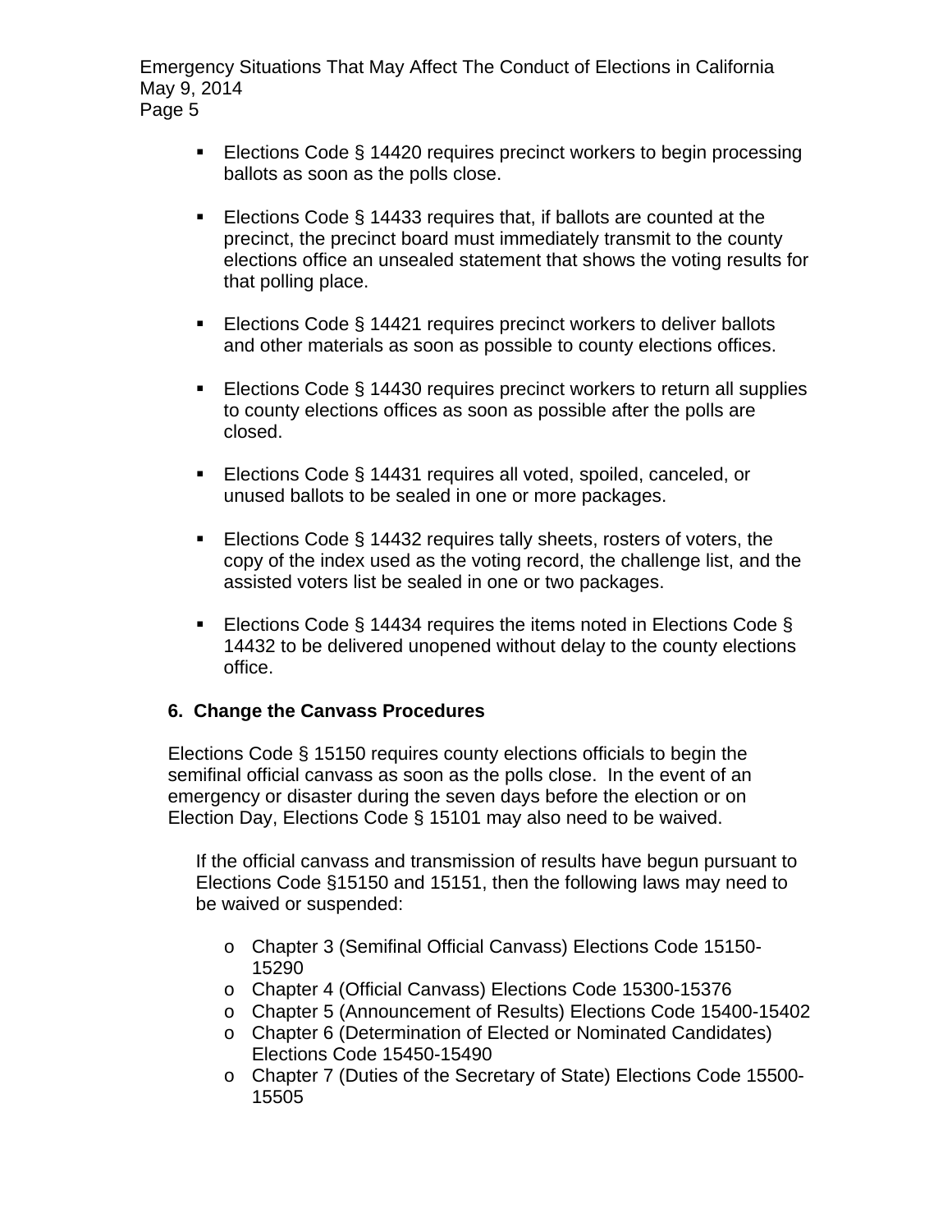- Elections Code § 14420 requires precinct workers to begin processing ballots as soon as the polls close.

- Elections Code § 14433 requires that, if ballots are counted at the precinct, the precinct board must immediately transmit to the county elections office an unsealed statement that shows the voting results for that polling place.

- Elections Code § 14421 requires precinct workers to deliver ballots and other materials as soon as possible to county elections offices.

- Elections Code § 14430 requires precinct workers to return all supplies to county elections offices as soon as possible after the polls are closed.

- Elections Code § 14431 requires all voted, spoiled, canceled, or unused ballots to be sealed in one or more packages.

- Elections Code § 14432 requires tally sheets, rosters of voters, the copy of the index used as the voting record, the challenge list, and the assisted voters list be sealed in one or two packages.

- Elections Code § 14434 requires the items noted in Elections Code § 14432 to be delivered unopened without delay to the county elections office.

**6. Change the Canvass Procedures**

Elections Code § 15150 requires county elections officials to begin the semifinal official canvass as soon as the polls close. In the event of an emergency or disaster during the seven days before the election or on Election Day, Elections Code § 15101 may also need to be waived.

If the official canvass and transmission of results have begun pursuant to Elections Code §15150 and 15151, then the following laws may need to be waived or suspended:

- Chapter 3 (Semifinal Official Canvass) Elections Code 15150-15290
- Chapter 4 (Official Canvass) Elections Code 15300-15376
- Chapter 5 (Announcement of Results) Elections Code 15400-15402
- Chapter 6 (Determination of Elected or Nominated Candidates) Elections Code 15450-15490
- Chapter 7 (Duties of the Secretary of State) Elections Code 15500-15505